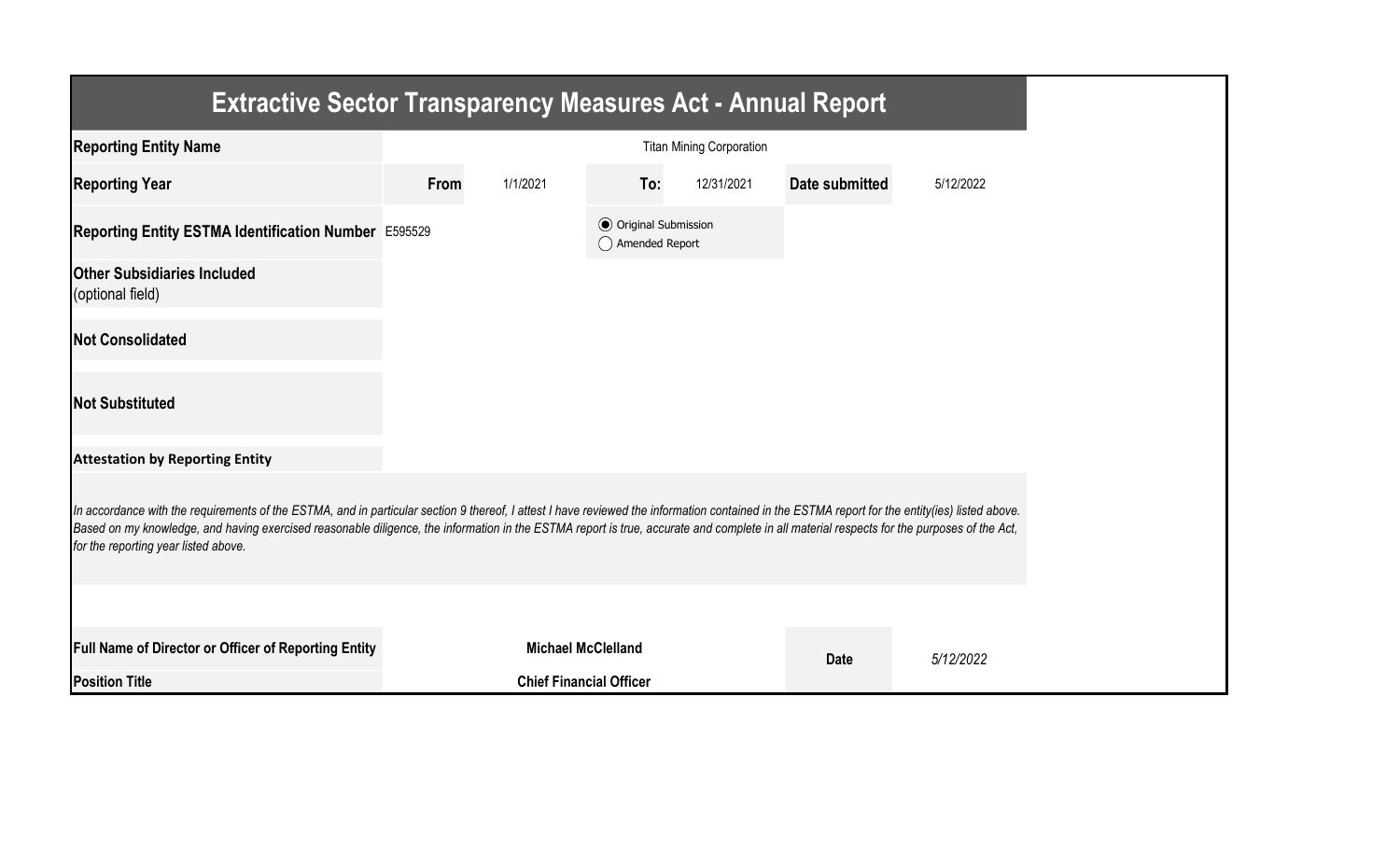# Extractive Sector Transparency Measures Act - Annual Report

| | | | | | | |
|---|---|---|---|---|---|---|
| **Reporting Entity Name** | Titan Mining Corporation | | | | | |
| **Reporting Year** | **From** | 1/1/2021 | **To:** | 12/31/2021 | **Date submitted** | 5/12/2022 |
| **Reporting Entity ESTMA Identification Number** | E595529 | | ◉ Original Submission ◯ Amended Report | | | |
| **Other Subsidiaries Included** (optional field) | | | | | | |
| **Not Consolidated** | | | | | | |
| **Not Substituted** | | | | | | |

**Attestation by Reporting Entity**

*In accordance with the requirements of the ESTMA, and in particular section 9 thereof, I attest I have reviewed the information contained in the ESTMA report for the entity(ies) listed above. Based on my knowledge, and having exercised reasonable diligence, the information in the ESTMA report is true, accurate and complete in all material respects for the purposes of the Act, for the reporting year listed above.*

| | | | |
|---|---|---|---|
| **Full Name of Director or Officer of Reporting Entity** | **Michael McClelland** | **Date** | *5/12/2022* |
| **Position Title** | **Chief Financial Officer** | | |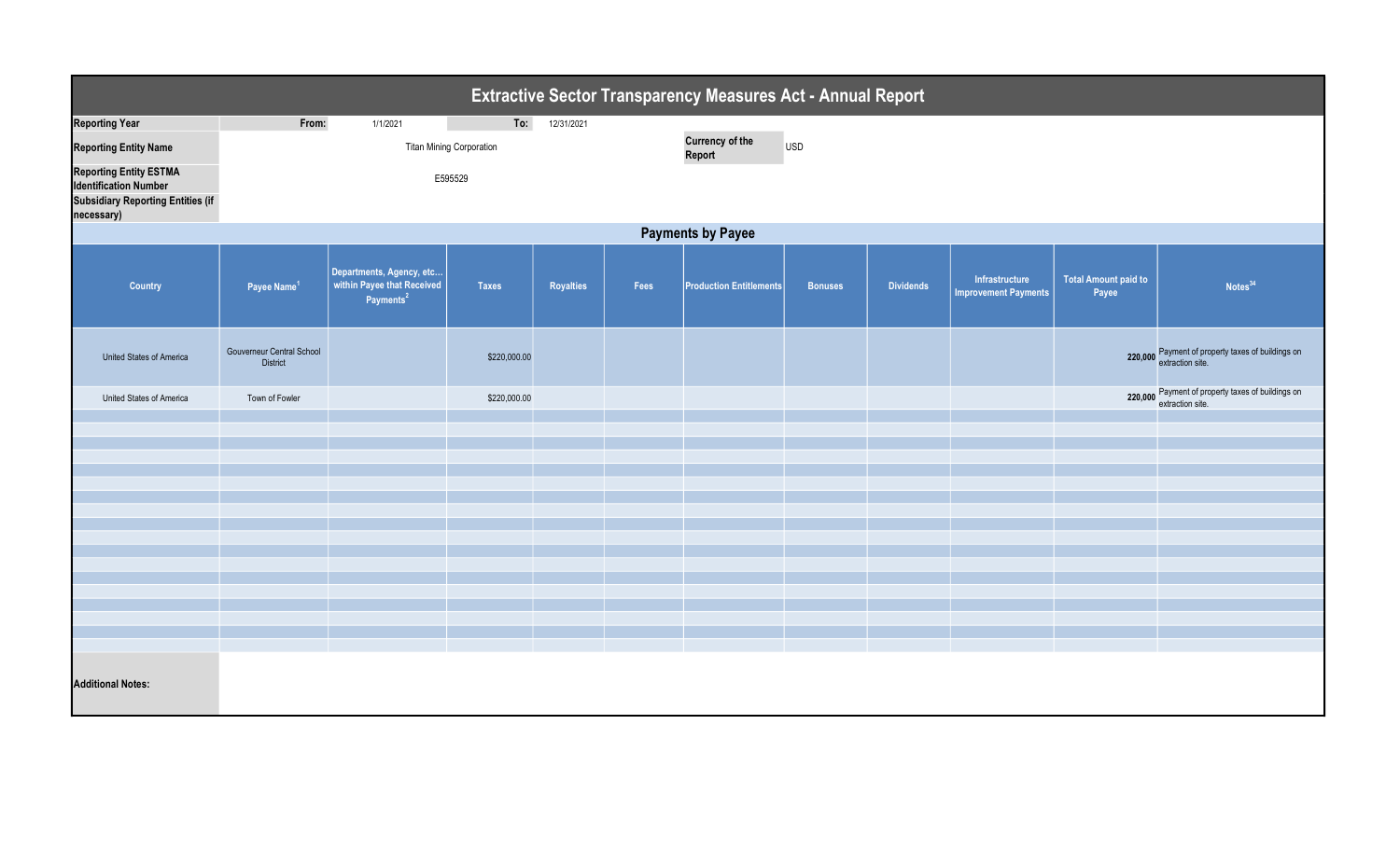# Extractive Sector Transparency Measures Act - Annual Report

| | | | | |
|---|---|---|---|---|
| **Reporting Year** | **From:** | 1/1/2021 | **To:** | 12/31/2021 |
| **Reporting Entity Name** | Titan Mining Corporation | | **Currency of the Report** | USD |
| **Reporting Entity ESTMA Identification Number** | E595529 | | | |
| **Subsidiary Reporting Entities (if necessary)** | | | | |

## Payments by Payee

| Country | Payee Name[1] | Departments, Agency, etc... within Payee that Received Payments[2] | Taxes | Royalties | Fees | Production Entitlements | Bonuses | Dividends | Infrastructure Improvement Payments | Total Amount paid to Payee | Notes[34] |
|---|---|---|---|---|---|---|---|---|---|---|---|
| United States of America | Gouverneur Central School District | | $220,000.00 | | | | | | | 220,000 | Payment of property taxes of buildings on extraction site. |
| United States of America | Town of Fowler | | $220,000.00 | | | | | | | 220,000 | Payment of property taxes of buildings on extraction site. |

**Additional Notes:**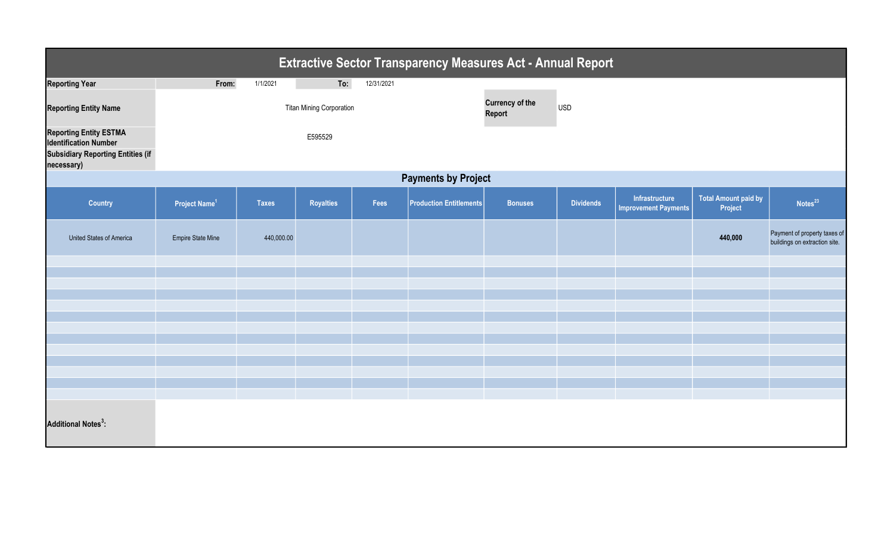# Extractive Sector Transparency Measures Act - Annual Report

| | | | | |
|---|---|---|---|---|
| **Reporting Year** | **From:** | 1/1/2021 | **To:** | 12/31/2021 |
| **Reporting Entity Name** | Titan Mining Corporation | | **Currency of the Report** | USD |
| **Reporting Entity ESTMA Identification Number** | E595529 | | | |
| **Subsidiary Reporting Entities (if necessary)** | | | | |

## Payments by Project

| Country | Project Name[1] | Taxes | Royalties | Fees | Production Entitlements | Bonuses | Dividends | Infrastructure Improvement Payments | Total Amount paid by Project | Notes[23] |
|---|---|---|---|---|---|---|---|---|---|---|
| United States of America | Empire State Mine | 440,000.00 | | | | | | | **440,000** | Payment of property taxes of buildings on extraction site. |

**Additional Notes[3]:**